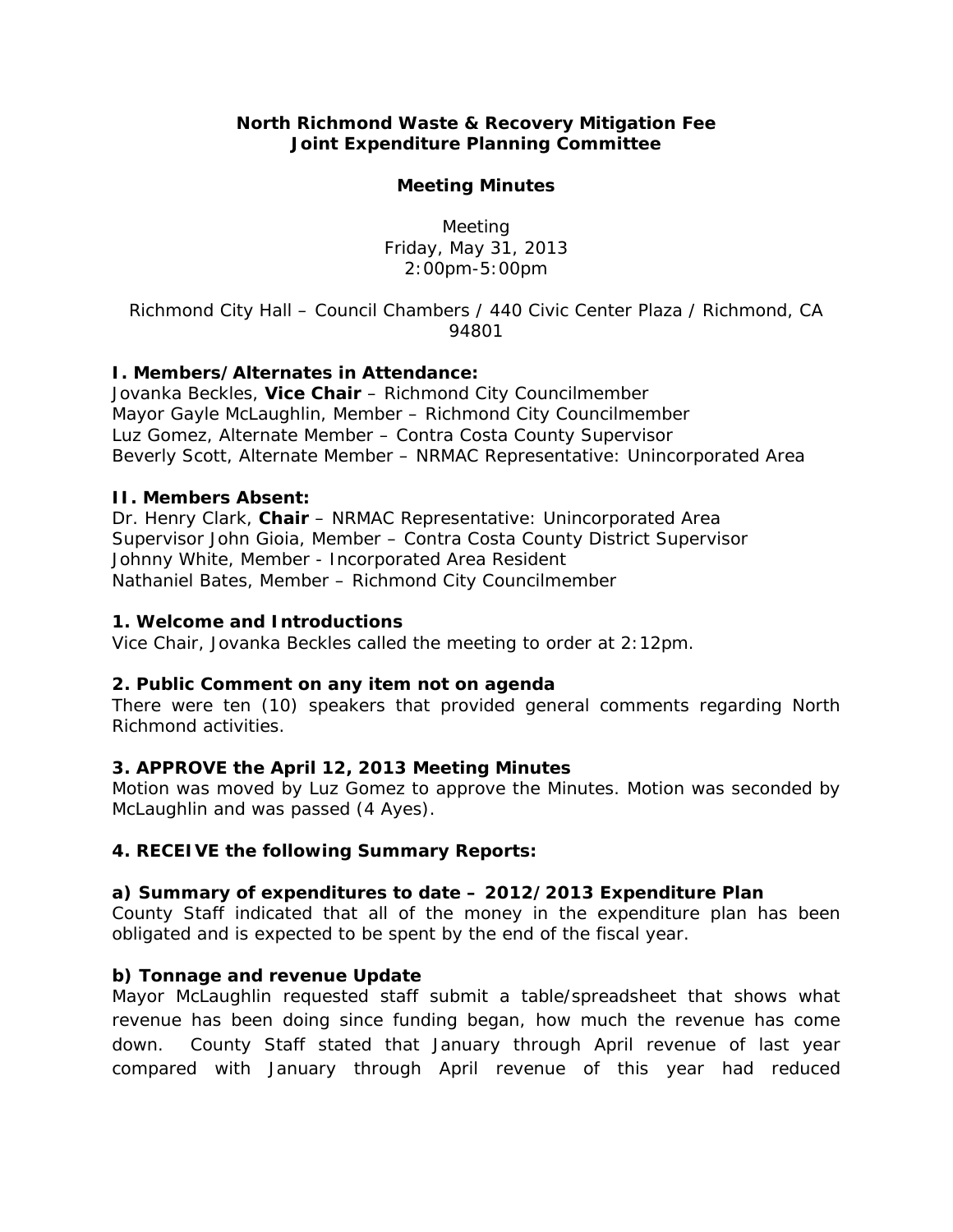**North Richmond Waste & Recovery Mitigation Fee**
**Joint Expenditure Planning Committee**

**Meeting Minutes**

Meeting
Friday, May 31, 2013
2:00pm-5:00pm

Richmond City Hall – Council Chambers / 440 Civic Center Plaza / Richmond, CA 94801

### I. Members/Alternates in Attendance:

Jovanka Beckles, **Vice Chair** – Richmond City Councilmember
Mayor Gayle McLaughlin, Member – Richmond City Councilmember
Luz Gomez, Alternate Member – Contra Costa County Supervisor
Beverly Scott, Alternate Member – NRMAC Representative: Unincorporated Area

### II. Members Absent:

Dr. Henry Clark, **Chair** – NRMAC Representative: Unincorporated Area
Supervisor John Gioia, Member – Contra Costa County District Supervisor
Johnny White, Member - Incorporated Area Resident
Nathaniel Bates, Member – Richmond City Councilmember

### 1. Welcome and Introductions

Vice Chair, Jovanka Beckles called the meeting to order at 2:12pm.

### 2. Public Comment on any item not on agenda

There were ten (10) speakers that provided general comments regarding North Richmond activities.

### 3. APPROVE the April 12, 2013 Meeting Minutes

Motion was moved by Luz Gomez to approve the Minutes. Motion was seconded by McLaughlin and was passed (4 Ayes).

### 4. RECEIVE the following Summary Reports:

#### a) Summary of expenditures to date – 2012/2013 Expenditure Plan

County Staff indicated that all of the money in the expenditure plan has been obligated and is expected to be spent by the end of the fiscal year.

#### b) Tonnage and revenue Update

Mayor McLaughlin requested staff submit a table/spreadsheet that shows what revenue has been doing since funding began, how much the revenue has come down. County Staff stated that January through April revenue of last year compared with January through April revenue of this year had reduced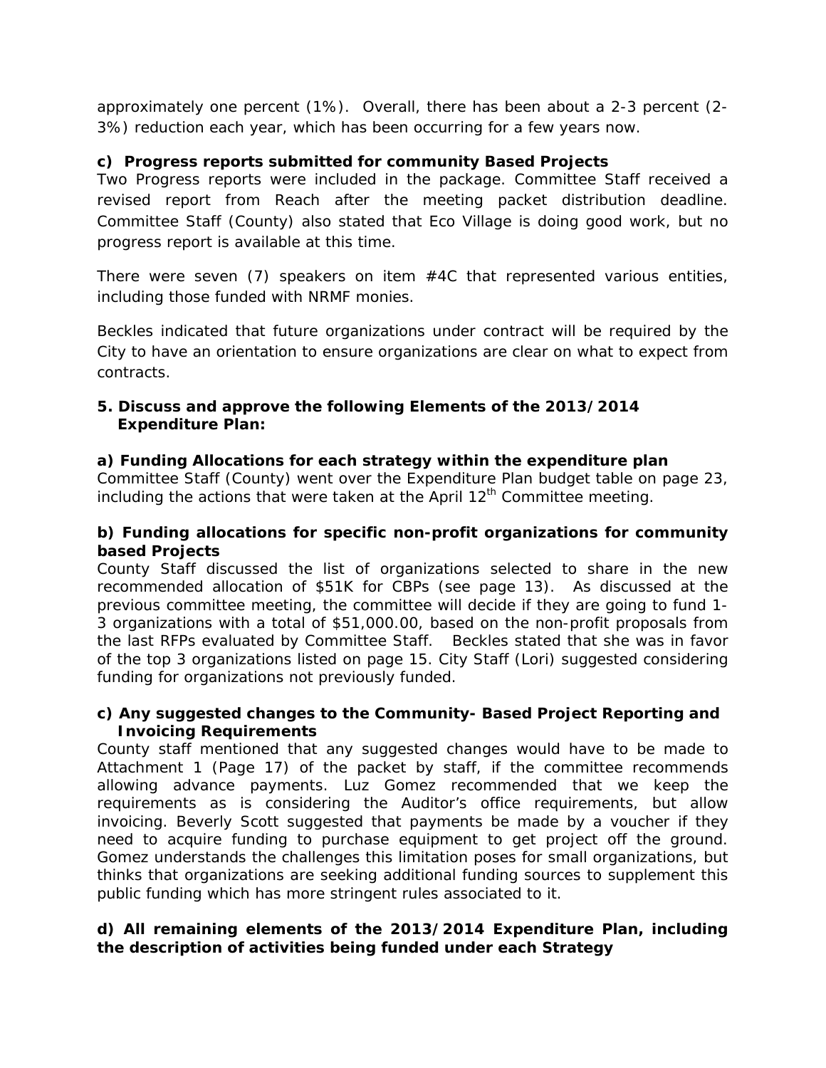approximately one percent (1%). Overall, there has been about a 2-3 percent (2-3%) reduction each year, which has been occurring for a few years now.

**c) Progress reports submitted for community Based Projects**

Two Progress reports were included in the package. Committee Staff received a revised report from Reach after the meeting packet distribution deadline. Committee Staff (County) also stated that Eco Village is doing good work, but no progress report is available at this time.

There were seven (7) speakers on item #4C that represented various entities, including those funded with NRMF monies.

Beckles indicated that future organizations under contract will be required by the City to have an orientation to ensure organizations are clear on what to expect from contracts.

**5. Discuss and approve the following Elements of the 2013/2014 Expenditure Plan:**

**a) Funding Allocations for each strategy within the expenditure plan**

Committee Staff (County) went over the Expenditure Plan budget table on page 23, including the actions that were taken at the April 12th Committee meeting.

**b) Funding allocations for specific non-profit organizations for community based Projects**

County Staff discussed the list of organizations selected to share in the new recommended allocation of $51K for CBPs (see page 13). As discussed at the previous committee meeting, the committee will decide if they are going to fund 1-3 organizations with a total of $51,000.00, based on the non-profit proposals from the last RFPs evaluated by Committee Staff. Beckles stated that she was in favor of the top 3 organizations listed on page 15. City Staff (Lori) suggested considering funding for organizations not previously funded.

**c) Any suggested changes to the Community- Based Project Reporting and Invoicing Requirements**

County staff mentioned that any suggested changes would have to be made to Attachment 1 (Page 17) of the packet by staff, if the committee recommends allowing advance payments. Luz Gomez recommended that we keep the requirements as is considering the Auditor's office requirements, but allow invoicing. Beverly Scott suggested that payments be made by a voucher if they need to acquire funding to purchase equipment to get project off the ground. Gomez understands the challenges this limitation poses for small organizations, but thinks that organizations are seeking additional funding sources to supplement this public funding which has more stringent rules associated to it.

**d) All remaining elements of the 2013/2014 Expenditure Plan, including the description of activities being funded under each Strategy**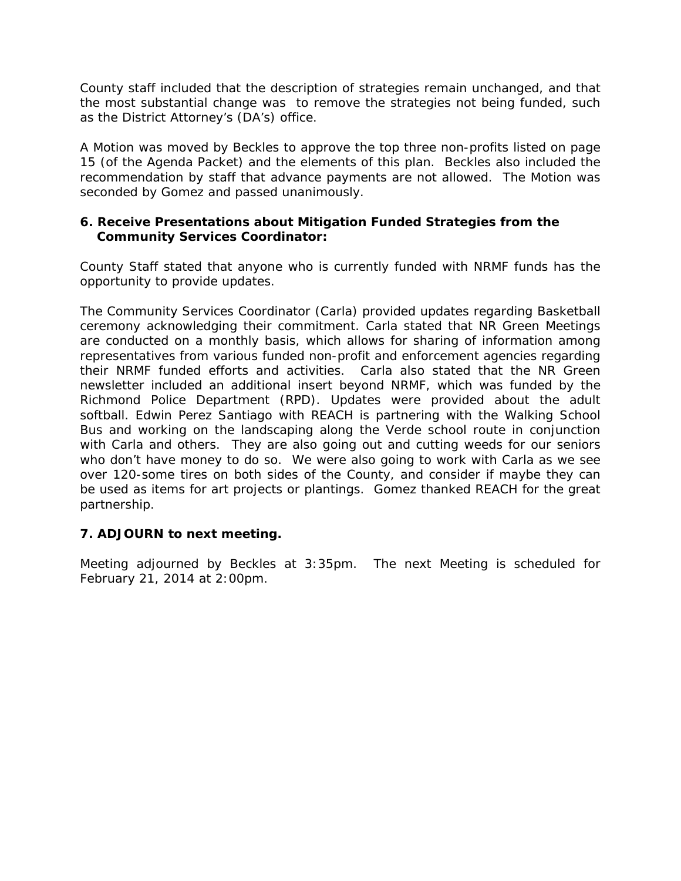County staff included that the description of strategies remain unchanged, and that the most substantial change was to remove the strategies not being funded, such as the District Attorney's (DA's) office.

A Motion was moved by Beckles to approve the top three non-profits listed on page 15 (of the Agenda Packet) and the elements of this plan. Beckles also included the recommendation by staff that advance payments are not allowed. The Motion was seconded by Gomez and passed unanimously.

**6. Receive Presentations about Mitigation Funded Strategies from the Community Services Coordinator:**

County Staff stated that anyone who is currently funded with NRMF funds has the opportunity to provide updates.

The Community Services Coordinator (Carla) provided updates regarding Basketball ceremony acknowledging their commitment. Carla stated that NR Green Meetings are conducted on a monthly basis, which allows for sharing of information among representatives from various funded non-profit and enforcement agencies regarding their NRMF funded efforts and activities. Carla also stated that the NR Green newsletter included an additional insert beyond NRMF, which was funded by the Richmond Police Department (RPD). Updates were provided about the adult softball. Edwin Perez Santiago with REACH is partnering with the Walking School Bus and working on the landscaping along the Verde school route in conjunction with Carla and others. They are also going out and cutting weeds for our seniors who don't have money to do so. We were also going to work with Carla as we see over 120-some tires on both sides of the County, and consider if maybe they can be used as items for art projects or plantings. Gomez thanked REACH for the great partnership.

**7. ADJOURN to next meeting.**

Meeting adjourned by Beckles at 3:35pm. The next Meeting is scheduled for February 21, 2014 at 2:00pm.